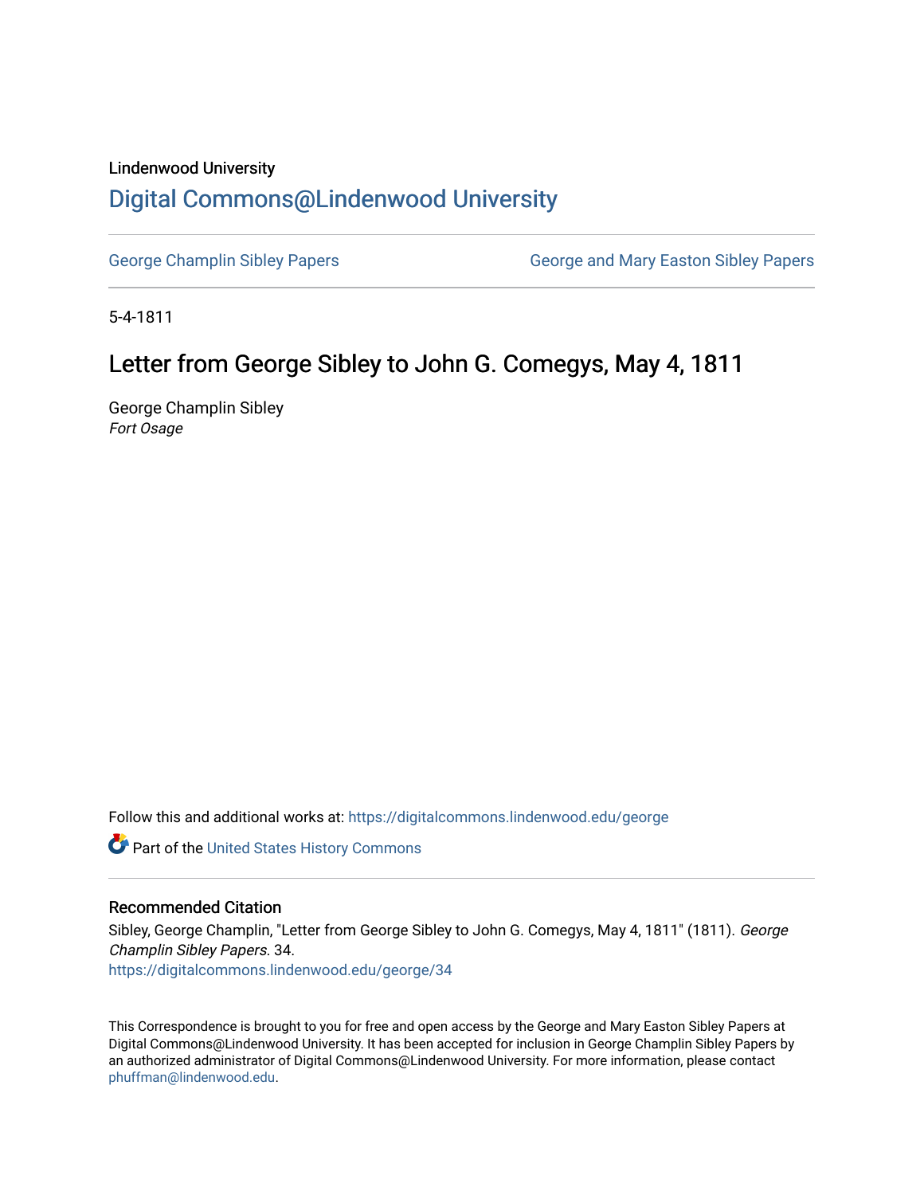Lindenwood University

# Digital Commons@Lindenwood University

George Champlin Sibley Papers | George and Mary Easton Sibley Papers

5-4-1811

## Letter from George Sibley to John G. Comegys, May 4, 1811

George Champlin Sibley
*Fort Osage*

Follow this and additional works at: https://digitalcommons.lindenwood.edu/george

Part of the United States History Commons

### Recommended Citation

Sibley, George Champlin, "Letter from George Sibley to John G. Comegys, May 4, 1811" (1811). *George Champlin Sibley Papers*. 34.
https://digitalcommons.lindenwood.edu/george/34

This Correspondence is brought to you for free and open access by the George and Mary Easton Sibley Papers at Digital Commons@Lindenwood University. It has been accepted for inclusion in George Champlin Sibley Papers by an authorized administrator of Digital Commons@Lindenwood University. For more information, please contact phuffman@lindenwood.edu.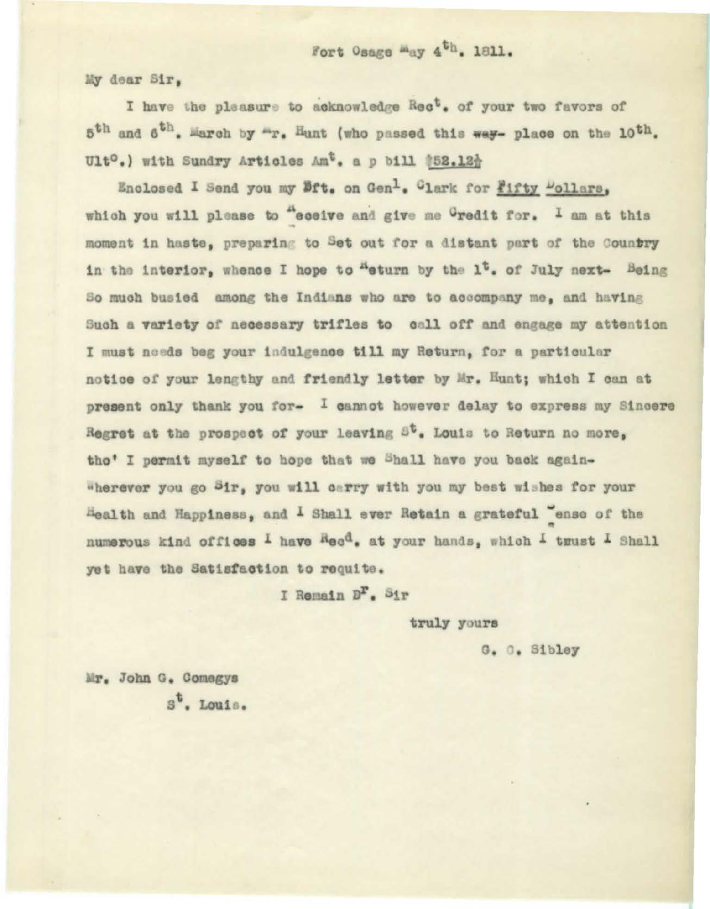Fort Osage May 4th. 1811.

My dear Sir,

I have the pleasure to acknowledge Rect. of your two favors of 5th and 6th. March by Mr. Hunt (who passed this ~~way~~- place on the 10th. Ulto.) with Sundry Articles Amt. a p bill $52.12½

Enclosed I Send you my Dft. on Genl. Clark for Fifty Dollars, which you will please to Receive and give me Credit for. I am at this moment in haste, preparing to Set out for a distant part of the Country in the interior, whence I hope to Return by the 1t. of July next- Being So much busied among the Indians who are to accompany me, and having Such a variety of necessary trifles to call off and engage my attention I must needs beg your indulgence till my Return, for a particular notice of your lengthy and friendly letter by Mr. Hunt; which I can at present only thank you for- I cannot however delay to express my Sincere Regret at the prospect of your leaving St. Louis to Return no more, tho' I permit myself to hope that we Shall have you back again- Wherever you go Sir, you will carry with you my best wishes for your Health and Happiness, and I Shall ever Retain a grateful Sense of the numerous kind offices I have Recd. at your hands, which I trust I Shall yet have the Satisfaction to requite.

I Remain Dr. Sir

truly yours

G. C. Sibley

Mr. John G. Comegys
St. Louis.